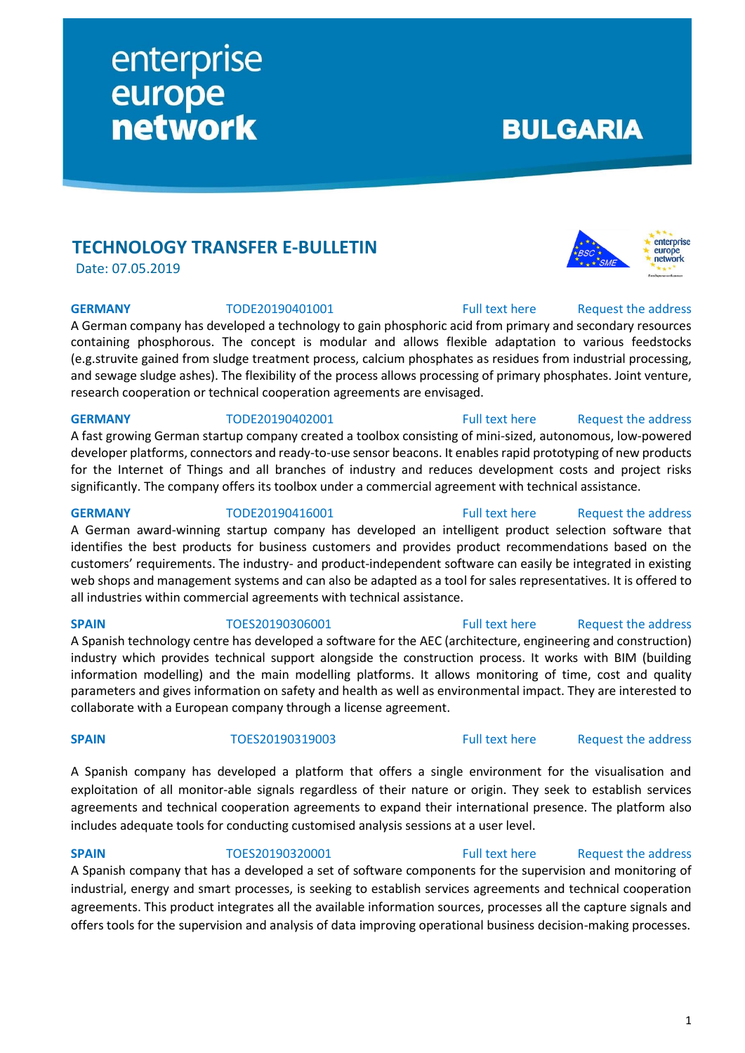enterprise europe network

BULGARIA

## TECHNOLOGY TRANSFER E-BULLETIN

Date: 07.05.2019

**GERMANY** TODE20190401001 Full text here Request the address

A German company has developed a technology to gain phosphoric acid from primary and secondary resources containing phosphorous. The concept is modular and allows flexible adaptation to various feedstocks (e.g.struvite gained from sludge treatment process, calcium phosphates as residues from industrial processing, and sewage sludge ashes). The flexibility of the process allows processing of primary phosphates. Joint venture, research cooperation or technical cooperation agreements are envisaged.

**GERMANY** TODE20190402001 Full text here Request the address

A fast growing German startup company created a toolbox consisting of mini-sized, autonomous, low-powered developer platforms, connectors and ready-to-use sensor beacons. It enables rapid prototyping of new products for the Internet of Things and all branches of industry and reduces development costs and project risks significantly. The company offers its toolbox under a commercial agreement with technical assistance.

**GERMANY** TODE20190416001 Full text here Request the address

A German award-winning startup company has developed an intelligent product selection software that identifies the best products for business customers and provides product recommendations based on the customers' requirements. The industry- and product-independent software can easily be integrated in existing web shops and management systems and can also be adapted as a tool for sales representatives. It is offered to all industries within commercial agreements with technical assistance.

**SPAIN** TOES20190306001 Full text here Request the address

A Spanish technology centre has developed a software for the AEC (architecture, engineering and construction) industry which provides technical support alongside the construction process. It works with BIM (building information modelling) and the main modelling platforms. It allows monitoring of time, cost and quality parameters and gives information on safety and health as well as environmental impact. They are interested to collaborate with a European company through a license agreement.

**SPAIN** TOES20190319003 Full text here Request the address

A Spanish company has developed a platform that offers a single environment for the visualisation and exploitation of all monitor-able signals regardless of their nature or origin. They seek to establish services agreements and technical cooperation agreements to expand their international presence. The platform also includes adequate tools for conducting customised analysis sessions at a user level.

**SPAIN** TOES20190320001 Full text here Request the address

A Spanish company that has a developed a set of software components for the supervision and monitoring of industrial, energy and smart processes, is seeking to establish services agreements and technical cooperation agreements. This product integrates all the available information sources, processes all the capture signals and offers tools for the supervision and analysis of data improving operational business decision-making processes.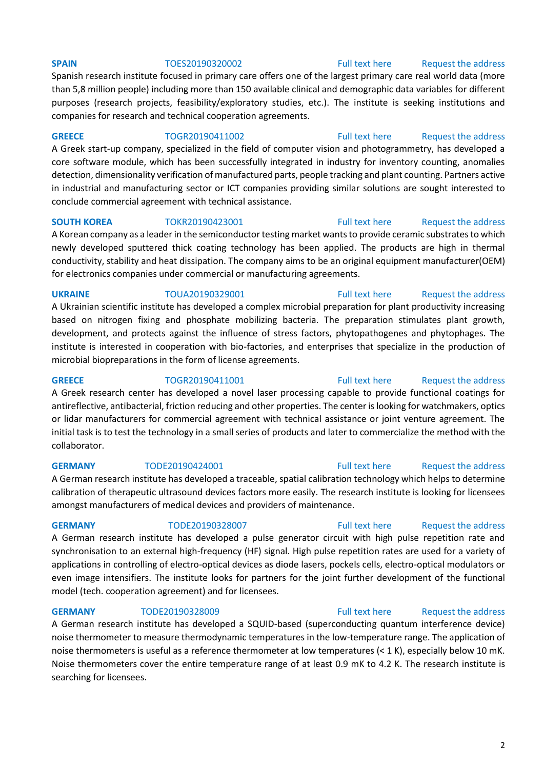**SPAIN** TOES20190320002 Full text here Request the address

Spanish research institute focused in primary care offers one of the largest primary care real world data (more than 5,8 million people) including more than 150 available clinical and demographic data variables for different purposes (research projects, feasibility/exploratory studies, etc.). The institute is seeking institutions and companies for research and technical cooperation agreements.

**GREECE** TOGR20190411002 Full text here Request the address

A Greek start-up company, specialized in the field of computer vision and photogrammetry, has developed a core software module, which has been successfully integrated in industry for inventory counting, anomalies detection, dimensionality verification of manufactured parts, people tracking and plant counting. Partners active in industrial and manufacturing sector or ICT companies providing similar solutions are sought interested to conclude commercial agreement with technical assistance.

**SOUTH KOREA** TOKR20190423001 Full text here Request the address

A Korean company as a leader in the semiconductor testing market wants to provide ceramic substrates to which newly developed sputtered thick coating technology has been applied. The products are high in thermal conductivity, stability and heat dissipation. The company aims to be an original equipment manufacturer(OEM) for electronics companies under commercial or manufacturing agreements.

**UKRAINE** TOUA20190329001 Full text here Request the address

A Ukrainian scientific institute has developed a complex microbial preparation for plant productivity increasing based on nitrogen fixing and phosphate mobilizing bacteria. The preparation stimulates plant growth, development, and protects against the influence of stress factors, phytopathogenes and phytophages. The institute is interested in cooperation with bio-factories, and enterprises that specialize in the production of microbial biopreparations in the form of license agreements.

**GREECE** TOGR20190411001 Full text here Request the address

A Greek research center has developed a novel laser processing capable to provide functional coatings for antireflective, antibacterial, friction reducing and other properties. The center is looking for watchmakers, optics or lidar manufacturers for commercial agreement with technical assistance or joint venture agreement. The initial task is to test the technology in a small series of products and later to commercialize the method with the collaborator.

**GERMANY** TODE20190424001 Full text here Request the address

A German research institute has developed a traceable, spatial calibration technology which helps to determine calibration of therapeutic ultrasound devices factors more easily. The research institute is looking for licensees amongst manufacturers of medical devices and providers of maintenance.

**GERMANY** TODE20190328007 Full text here Request the address

A German research institute has developed a pulse generator circuit with high pulse repetition rate and synchronisation to an external high-frequency (HF) signal. High pulse repetition rates are used for a variety of applications in controlling of electro-optical devices as diode lasers, pockels cells, electro-optical modulators or even image intensifiers. The institute looks for partners for the joint further development of the functional model (tech. cooperation agreement) and for licensees.

**GERMANY** TODE20190328009 Full text here Request the address

A German research institute has developed a SQUID-based (superconducting quantum interference device) noise thermometer to measure thermodynamic temperatures in the low-temperature range. The application of noise thermometers is useful as a reference thermometer at low temperatures (< 1 K), especially below 10 mK. Noise thermometers cover the entire temperature range of at least 0.9 mK to 4.2 K. The research institute is searching for licensees.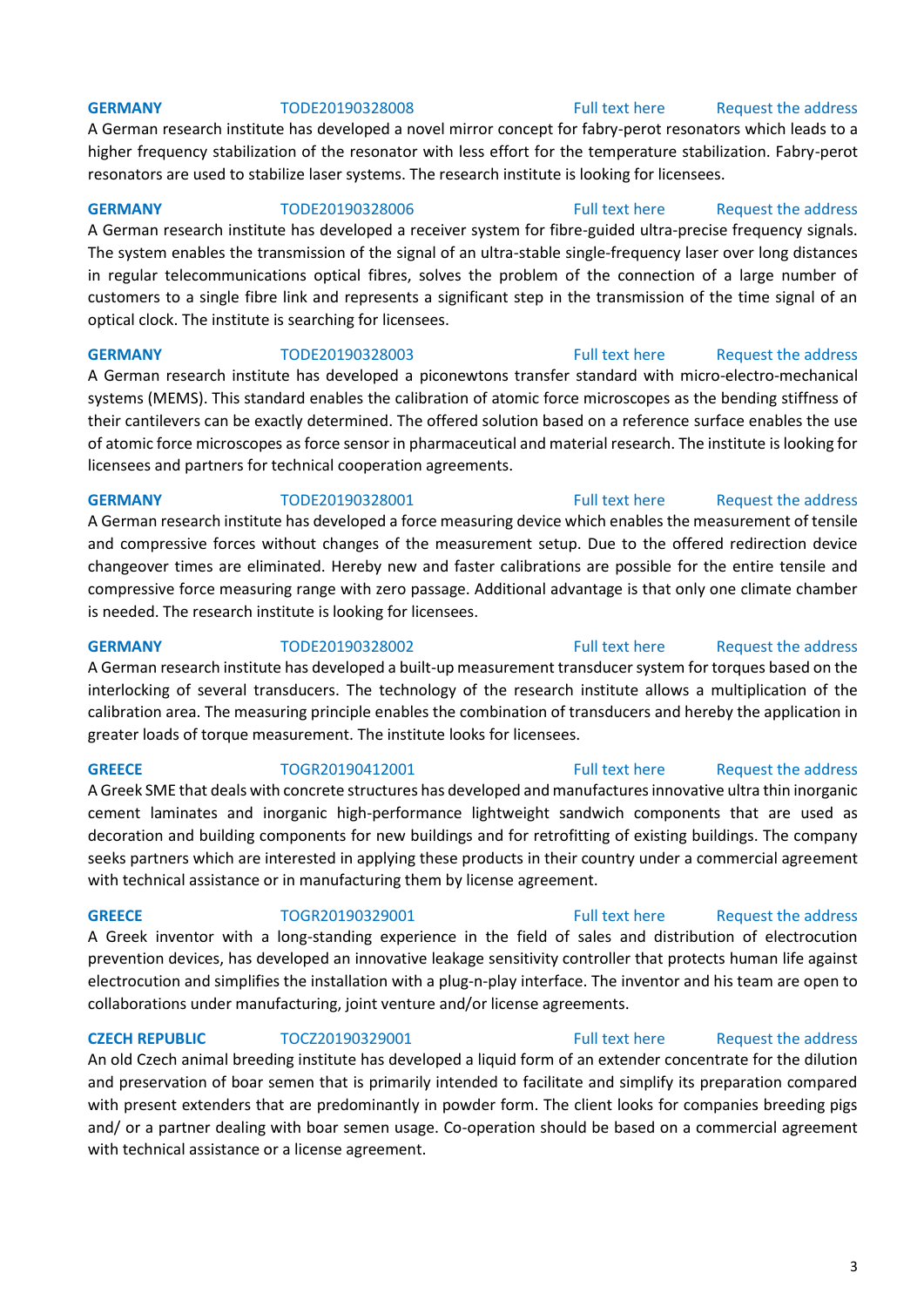**GERMANY** TODE20190328008 Full text here Request the address

A German research institute has developed a novel mirror concept for fabry-perot resonators which leads to a higher frequency stabilization of the resonator with less effort for the temperature stabilization. Fabry-perot resonators are used to stabilize laser systems. The research institute is looking for licensees.

**GERMANY** TODE20190328006 Full text here Request the address

A German research institute has developed a receiver system for fibre-guided ultra-precise frequency signals. The system enables the transmission of the signal of an ultra-stable single-frequency laser over long distances in regular telecommunications optical fibres, solves the problem of the connection of a large number of customers to a single fibre link and represents a significant step in the transmission of the time signal of an optical clock. The institute is searching for licensees.

**GERMANY** TODE20190328003 Full text here Request the address

A German research institute has developed a piconewtons transfer standard with micro-electro-mechanical systems (MEMS). This standard enables the calibration of atomic force microscopes as the bending stiffness of their cantilevers can be exactly determined. The offered solution based on a reference surface enables the use of atomic force microscopes as force sensor in pharmaceutical and material research. The institute is looking for licensees and partners for technical cooperation agreements.

**GERMANY** TODE20190328001 Full text here Request the address

A German research institute has developed a force measuring device which enables the measurement of tensile and compressive forces without changes of the measurement setup. Due to the offered redirection device changeover times are eliminated. Hereby new and faster calibrations are possible for the entire tensile and compressive force measuring range with zero passage. Additional advantage is that only one climate chamber is needed. The research institute is looking for licensees.

**GERMANY** TODE20190328002 Full text here Request the address

A German research institute has developed a built-up measurement transducer system for torques based on the interlocking of several transducers. The technology of the research institute allows a multiplication of the calibration area. The measuring principle enables the combination of transducers and hereby the application in greater loads of torque measurement. The institute looks for licensees.

**GREECE** TOGR20190412001 Full text here Request the address

A Greek SME that deals with concrete structures has developed and manufactures innovative ultra thin inorganic cement laminates and inorganic high-performance lightweight sandwich components that are used as decoration and building components for new buildings and for retrofitting of existing buildings. The company seeks partners which are interested in applying these products in their country under a commercial agreement with technical assistance or in manufacturing them by license agreement.

**GREECE** TOGR20190329001 Full text here Request the address

A Greek inventor with a long-standing experience in the field of sales and distribution of electrocution prevention devices, has developed an innovative leakage sensitivity controller that protects human life against electrocution and simplifies the installation with a plug-n-play interface. The inventor and his team are open to collaborations under manufacturing, joint venture and/or license agreements.

**CZECH REPUBLIC** TOCZ20190329001 Full text here Request the address

An old Czech animal breeding institute has developed a liquid form of an extender concentrate for the dilution and preservation of boar semen that is primarily intended to facilitate and simplify its preparation compared with present extenders that are predominantly in powder form. The client looks for companies breeding pigs and/ or a partner dealing with boar semen usage. Co-operation should be based on a commercial agreement with technical assistance or a license agreement.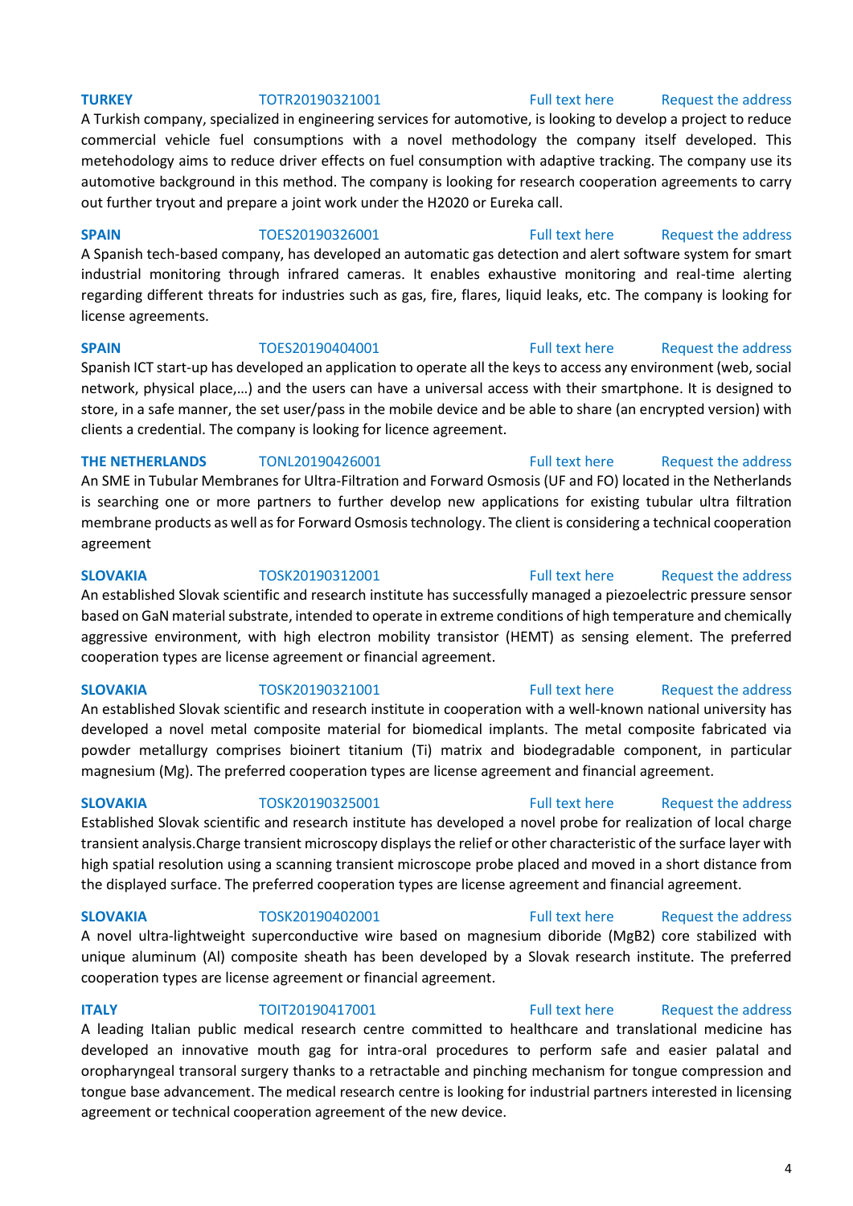**TURKEY** TOTR20190321001 Full text here Request the address

A Turkish company, specialized in engineering services for automotive, is looking to develop a project to reduce commercial vehicle fuel consumptions with a novel methodology the company itself developed. This metehodology aims to reduce driver effects on fuel consumption with adaptive tracking. The company use its automotive background in this method. The company is looking for research cooperation agreements to carry out further tryout and prepare a joint work under the H2020 or Eureka call.

**SPAIN** TOES20190326001 Full text here Request the address

A Spanish tech-based company, has developed an automatic gas detection and alert software system for smart industrial monitoring through infrared cameras. It enables exhaustive monitoring and real-time alerting regarding different threats for industries such as gas, fire, flares, liquid leaks, etc. The company is looking for license agreements.

**SPAIN** TOES20190404001 Full text here Request the address

Spanish ICT start-up has developed an application to operate all the keys to access any environment (web, social network, physical place,…) and the users can have a universal access with their smartphone. It is designed to store, in a safe manner, the set user/pass in the mobile device and be able to share (an encrypted version) with clients a credential. The company is looking for licence agreement.

**THE NETHERLANDS** TONL20190426001 Full text here Request the address

An SME in Tubular Membranes for Ultra-Filtration and Forward Osmosis (UF and FO) located in the Netherlands is searching one or more partners to further develop new applications for existing tubular ultra filtration membrane products as well as for Forward Osmosis technology. The client is considering a technical cooperation agreement

**SLOVAKIA** TOSK20190312001 Full text here Request the address

An established Slovak scientific and research institute has successfully managed a piezoelectric pressure sensor based on GaN material substrate, intended to operate in extreme conditions of high temperature and chemically aggressive environment, with high electron mobility transistor (HEMT) as sensing element. The preferred cooperation types are license agreement or financial agreement.

**SLOVAKIA** TOSK20190321001 Full text here Request the address

An established Slovak scientific and research institute in cooperation with a well-known national university has developed a novel metal composite material for biomedical implants. The metal composite fabricated via powder metallurgy comprises bioinert titanium (Ti) matrix and biodegradable component, in particular magnesium (Mg). The preferred cooperation types are license agreement and financial agreement.

**SLOVAKIA** TOSK20190325001 Full text here Request the address

Established Slovak scientific and research institute has developed a novel probe for realization of local charge transient analysis.Charge transient microscopy displays the relief or other characteristic of the surface layer with high spatial resolution using a scanning transient microscope probe placed and moved in a short distance from the displayed surface. The preferred cooperation types are license agreement and financial agreement.

**SLOVAKIA** TOSK20190402001 Full text here Request the address

A novel ultra-lightweight superconductive wire based on magnesium diboride ($MgB_2$) core stabilized with unique aluminum (Al) composite sheath has been developed by a Slovak research institute. The preferred cooperation types are license agreement or financial agreement.

**ITALY** TOIT20190417001 Full text here Request the address

A leading Italian public medical research centre committed to healthcare and translational medicine has developed an innovative mouth gag for intra-oral procedures to perform safe and easier palatal and oropharyngeal transoral surgery thanks to a retractable and pinching mechanism for tongue compression and tongue base advancement. The medical research centre is looking for industrial partners interested in licensing agreement or technical cooperation agreement of the new device.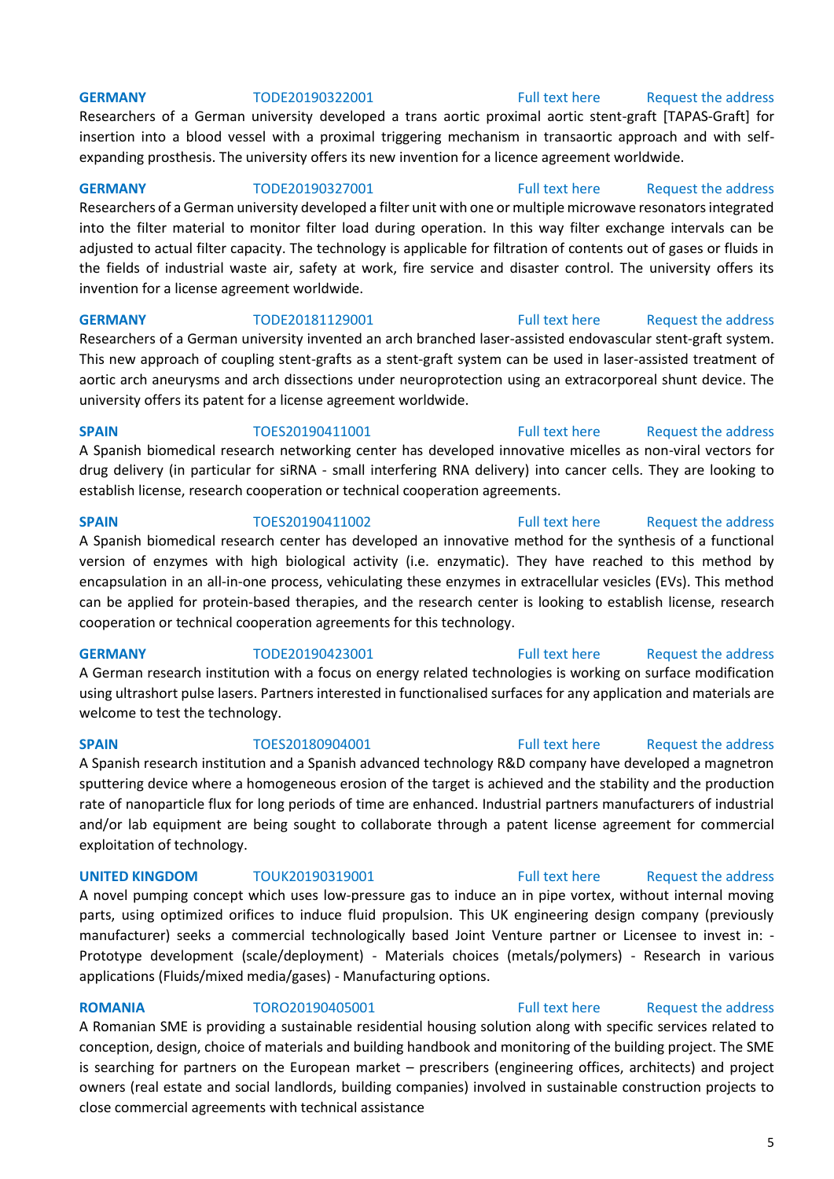**GERMANY** TODE20190322001 Full text here Request the address

Researchers of a German university developed a trans aortic proximal aortic stent-graft [TAPAS-Graft] for insertion into a blood vessel with a proximal triggering mechanism in transaortic approach and with self-expanding prosthesis. The university offers its new invention for a licence agreement worldwide.

**GERMANY** TODE20190327001 Full text here Request the address

Researchers of a German university developed a filter unit with one or multiple microwave resonators integrated into the filter material to monitor filter load during operation. In this way filter exchange intervals can be adjusted to actual filter capacity. The technology is applicable for filtration of contents out of gases or fluids in the fields of industrial waste air, safety at work, fire service and disaster control. The university offers its invention for a license agreement worldwide.

**GERMANY** TODE20181129001 Full text here Request the address

Researchers of a German university invented an arch branched laser-assisted endovascular stent-graft system. This new approach of coupling stent-grafts as a stent-graft system can be used in laser-assisted treatment of aortic arch aneurysms and arch dissections under neuroprotection using an extracorporeal shunt device. The university offers its patent for a license agreement worldwide.

**SPAIN** TOES20190411001 Full text here Request the address

A Spanish biomedical research networking center has developed innovative micelles as non-viral vectors for drug delivery (in particular for siRNA - small interfering RNA delivery) into cancer cells. They are looking to establish license, research cooperation or technical cooperation agreements.

**SPAIN** TOES20190411002 Full text here Request the address

A Spanish biomedical research center has developed an innovative method for the synthesis of a functional version of enzymes with high biological activity (i.e. enzymatic). They have reached to this method by encapsulation in an all-in-one process, vehiculating these enzymes in extracellular vesicles (EVs). This method can be applied for protein-based therapies, and the research center is looking to establish license, research cooperation or technical cooperation agreements for this technology.

**GERMANY** TODE20190423001 Full text here Request the address

A German research institution with a focus on energy related technologies is working on surface modification using ultrashort pulse lasers. Partners interested in functionalised surfaces for any application and materials are welcome to test the technology.

**SPAIN** TOES20180904001 Full text here Request the address

A Spanish research institution and a Spanish advanced technology R&D company have developed a magnetron sputtering device where a homogeneous erosion of the target is achieved and the stability and the production rate of nanoparticle flux for long periods of time are enhanced. Industrial partners manufacturers of industrial and/or lab equipment are being sought to collaborate through a patent license agreement for commercial exploitation of technology.

**UNITED KINGDOM** TOUK20190319001 Full text here Request the address

A novel pumping concept which uses low-pressure gas to induce an in pipe vortex, without internal moving parts, using optimized orifices to induce fluid propulsion. This UK engineering design company (previously manufacturer) seeks a commercial technologically based Joint Venture partner or Licensee to invest in: - Prototype development (scale/deployment) - Materials choices (metals/polymers) - Research in various applications (Fluids/mixed media/gases) - Manufacturing options.

**ROMANIA** TORO20190405001 Full text here Request the address

A Romanian SME is providing a sustainable residential housing solution along with specific services related to conception, design, choice of materials and building handbook and monitoring of the building project. The SME is searching for partners on the European market – prescribers (engineering offices, architects) and project owners (real estate and social landlords, building companies) involved in sustainable construction projects to close commercial agreements with technical assistance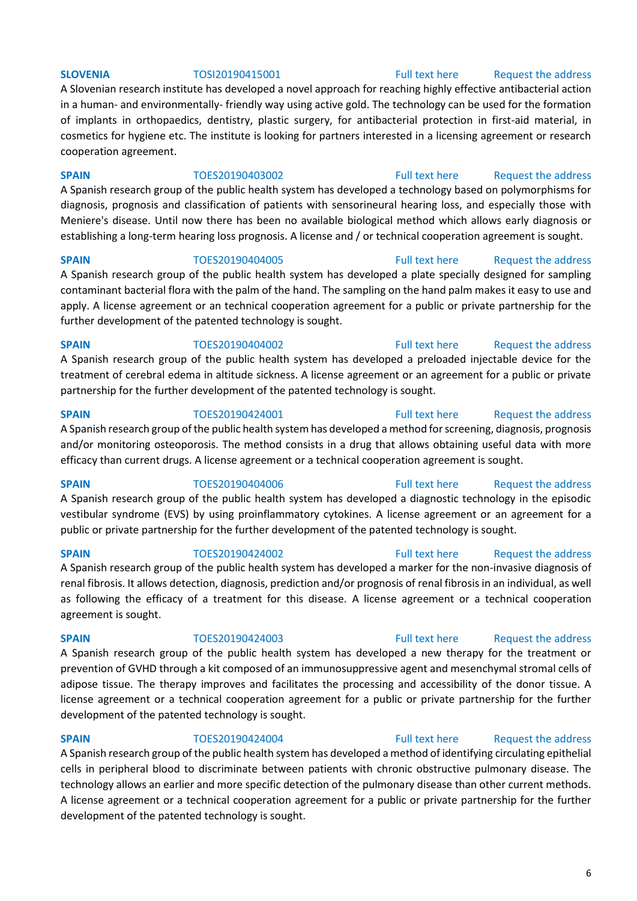**SLOVENIA** TOSI20190415001 Full text here Request the address

A Slovenian research institute has developed a novel approach for reaching highly effective antibacterial action in a human- and environmentally- friendly way using active gold. The technology can be used for the formation of implants in orthopaedics, dentistry, plastic surgery, for antibacterial protection in first-aid material, in cosmetics for hygiene etc. The institute is looking for partners interested in a licensing agreement or research cooperation agreement.

**SPAIN** TOES20190403002 Full text here Request the address

A Spanish research group of the public health system has developed a technology based on polymorphisms for diagnosis, prognosis and classification of patients with sensorineural hearing loss, and especially those with Meniere's disease. Until now there has been no available biological method which allows early diagnosis or establishing a long-term hearing loss prognosis. A license and / or technical cooperation agreement is sought.

**SPAIN** TOES20190404005 Full text here Request the address

A Spanish research group of the public health system has developed a plate specially designed for sampling contaminant bacterial flora with the palm of the hand. The sampling on the hand palm makes it easy to use and apply. A license agreement or an technical cooperation agreement for a public or private partnership for the further development of the patented technology is sought.

**SPAIN** TOES20190404002 Full text here Request the address

A Spanish research group of the public health system has developed a preloaded injectable device for the treatment of cerebral edema in altitude sickness. A license agreement or an agreement for a public or private partnership for the further development of the patented technology is sought.

**SPAIN** TOES20190424001 Full text here Request the address

A Spanish research group of the public health system has developed a method for screening, diagnosis, prognosis and/or monitoring osteoporosis. The method consists in a drug that allows obtaining useful data with more efficacy than current drugs. A license agreement or a technical cooperation agreement is sought.

**SPAIN** TOES20190404006 Full text here Request the address

A Spanish research group of the public health system has developed a diagnostic technology in the episodic vestibular syndrome (EVS) by using proinflammatory cytokines. A license agreement or an agreement for a public or private partnership for the further development of the patented technology is sought.

**SPAIN** TOES20190424002 Full text here Request the address

A Spanish research group of the public health system has developed a marker for the non-invasive diagnosis of renal fibrosis. It allows detection, diagnosis, prediction and/or prognosis of renal fibrosis in an individual, as well as following the efficacy of a treatment for this disease. A license agreement or a technical cooperation agreement is sought.

**SPAIN** TOES20190424003 Full text here Request the address

A Spanish research group of the public health system has developed a new therapy for the treatment or prevention of GVHD through a kit composed of an immunosuppressive agent and mesenchymal stromal cells of adipose tissue. The therapy improves and facilitates the processing and accessibility of the donor tissue. A license agreement or a technical cooperation agreement for a public or private partnership for the further development of the patented technology is sought.

**SPAIN** TOES20190424004 Full text here Request the address

A Spanish research group of the public health system has developed a method of identifying circulating epithelial cells in peripheral blood to discriminate between patients with chronic obstructive pulmonary disease. The technology allows an earlier and more specific detection of the pulmonary disease than other current methods. A license agreement or a technical cooperation agreement for a public or private partnership for the further development of the patented technology is sought.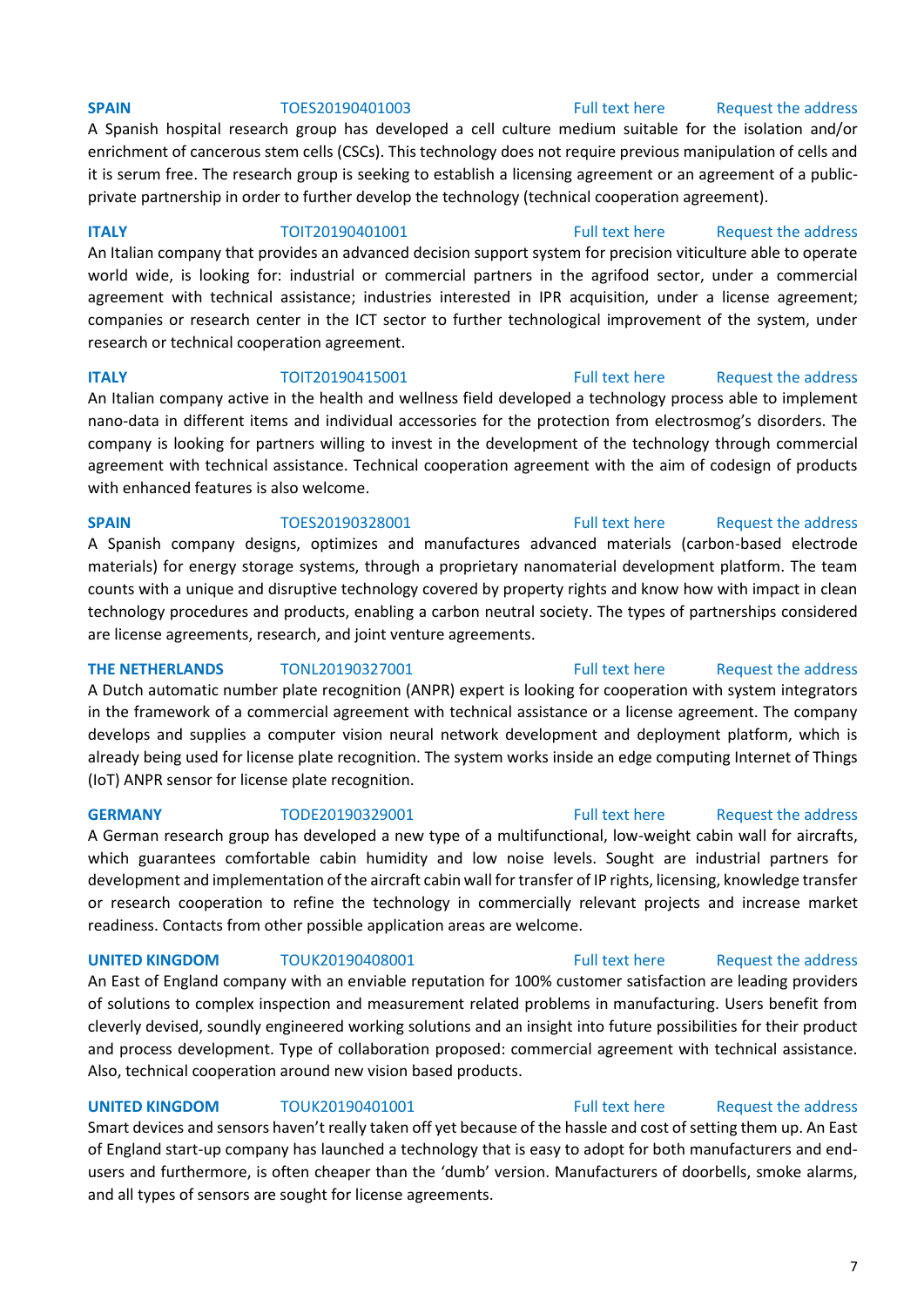**SPAIN** TOES20190401003 Full text here Request the address

A Spanish hospital research group has developed a cell culture medium suitable for the isolation and/or enrichment of cancerous stem cells (CSCs). This technology does not require previous manipulation of cells and it is serum free. The research group is seeking to establish a licensing agreement or an agreement of a public-private partnership in order to further develop the technology (technical cooperation agreement).

**ITALY** TOIT20190401001 Full text here Request the address

An Italian company that provides an advanced decision support system for precision viticulture able to operate world wide, is looking for: industrial or commercial partners in the agrifood sector, under a commercial agreement with technical assistance; industries interested in IPR acquisition, under a license agreement; companies or research center in the ICT sector to further technological improvement of the system, under research or technical cooperation agreement.

**ITALY** TOIT20190415001 Full text here Request the address

An Italian company active in the health and wellness field developed a technology process able to implement nano-data in different items and individual accessories for the protection from electrosmog's disorders. The company is looking for partners willing to invest in the development of the technology through commercial agreement with technical assistance. Technical cooperation agreement with the aim of codesign of products with enhanced features is also welcome.

**SPAIN** TOES20190328001 Full text here Request the address

A Spanish company designs, optimizes and manufactures advanced materials (carbon-based electrode materials) for energy storage systems, through a proprietary nanomaterial development platform. The team counts with a unique and disruptive technology covered by property rights and know how with impact in clean technology procedures and products, enabling a carbon neutral society. The types of partnerships considered are license agreements, research, and joint venture agreements.

**THE NETHERLANDS** TONL20190327001 Full text here Request the address

A Dutch automatic number plate recognition (ANPR) expert is looking for cooperation with system integrators in the framework of a commercial agreement with technical assistance or a license agreement. The company develops and supplies a computer vision neural network development and deployment platform, which is already being used for license plate recognition. The system works inside an edge computing Internet of Things (IoT) ANPR sensor for license plate recognition.

**GERMANY** TODE20190329001 Full text here Request the address

A German research group has developed a new type of a multifunctional, low-weight cabin wall for aircrafts, which guarantees comfortable cabin humidity and low noise levels. Sought are industrial partners for development and implementation of the aircraft cabin wall for transfer of IP rights, licensing, knowledge transfer or research cooperation to refine the technology in commercially relevant projects and increase market readiness. Contacts from other possible application areas are welcome.

**UNITED KINGDOM** TOUK20190408001 Full text here Request the address

An East of England company with an enviable reputation for 100% customer satisfaction are leading providers of solutions to complex inspection and measurement related problems in manufacturing. Users benefit from cleverly devised, soundly engineered working solutions and an insight into future possibilities for their product and process development. Type of collaboration proposed: commercial agreement with technical assistance. Also, technical cooperation around new vision based products.

**UNITED KINGDOM** TOUK20190401001 Full text here Request the address

Smart devices and sensors haven't really taken off yet because of the hassle and cost of setting them up. An East of England start-up company has launched a technology that is easy to adopt for both manufacturers and end-users and furthermore, is often cheaper than the 'dumb' version. Manufacturers of doorbells, smoke alarms, and all types of sensors are sought for license agreements.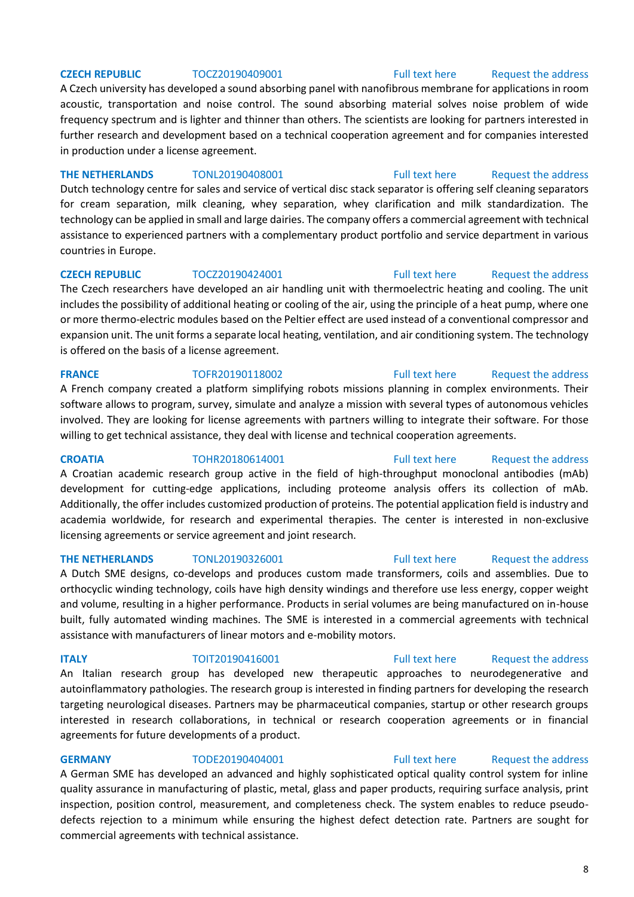**CZECH REPUBLIC** TOCZ20190409001 Full text here Request the address

A Czech university has developed a sound absorbing panel with nanofibrous membrane for applications in room acoustic, transportation and noise control. The sound absorbing material solves noise problem of wide frequency spectrum and is lighter and thinner than others. The scientists are looking for partners interested in further research and development based on a technical cooperation agreement and for companies interested in production under a license agreement.

**THE NETHERLANDS** TONL20190408001 Full text here Request the address

Dutch technology centre for sales and service of vertical disc stack separator is offering self cleaning separators for cream separation, milk cleaning, whey separation, whey clarification and milk standardization. The technology can be applied in small and large dairies. The company offers a commercial agreement with technical assistance to experienced partners with a complementary product portfolio and service department in various countries in Europe.

**CZECH REPUBLIC** TOCZ20190424001 Full text here Request the address

The Czech researchers have developed an air handling unit with thermoelectric heating and cooling. The unit includes the possibility of additional heating or cooling of the air, using the principle of a heat pump, where one or more thermo-electric modules based on the Peltier effect are used instead of a conventional compressor and expansion unit. The unit forms a separate local heating, ventilation, and air conditioning system. The technology is offered on the basis of a license agreement.

**FRANCE** TOFR20190118002 Full text here Request the address

A French company created a platform simplifying robots missions planning in complex environments. Their software allows to program, survey, simulate and analyze a mission with several types of autonomous vehicles involved. They are looking for license agreements with partners willing to integrate their software. For those willing to get technical assistance, they deal with license and technical cooperation agreements.

**CROATIA** TOHR20180614001 Full text here Request the address

A Croatian academic research group active in the field of high-throughput monoclonal antibodies (mAb) development for cutting-edge applications, including proteome analysis offers its collection of mAb. Additionally, the offer includes customized production of proteins. The potential application field is industry and academia worldwide, for research and experimental therapies. The center is interested in non-exclusive licensing agreements or service agreement and joint research.

**THE NETHERLANDS** TONL20190326001 Full text here Request the address

A Dutch SME designs, co-develops and produces custom made transformers, coils and assemblies. Due to orthocyclic winding technology, coils have high density windings and therefore use less energy, copper weight and volume, resulting in a higher performance. Products in serial volumes are being manufactured on in-house built, fully automated winding machines. The SME is interested in a commercial agreements with technical assistance with manufacturers of linear motors and e-mobility motors.

**ITALY** TOIT20190416001 Full text here Request the address

An Italian research group has developed new therapeutic approaches to neurodegenerative and autoinflammatory pathologies. The research group is interested in finding partners for developing the research targeting neurological diseases. Partners may be pharmaceutical companies, startup or other research groups interested in research collaborations, in technical or research cooperation agreements or in financial agreements for future developments of a product.

**GERMANY** TODE20190404001 Full text here Request the address

A German SME has developed an advanced and highly sophisticated optical quality control system for inline quality assurance in manufacturing of plastic, metal, glass and paper products, requiring surface analysis, print inspection, position control, measurement, and completeness check. The system enables to reduce pseudo-defects rejection to a minimum while ensuring the highest defect detection rate. Partners are sought for commercial agreements with technical assistance.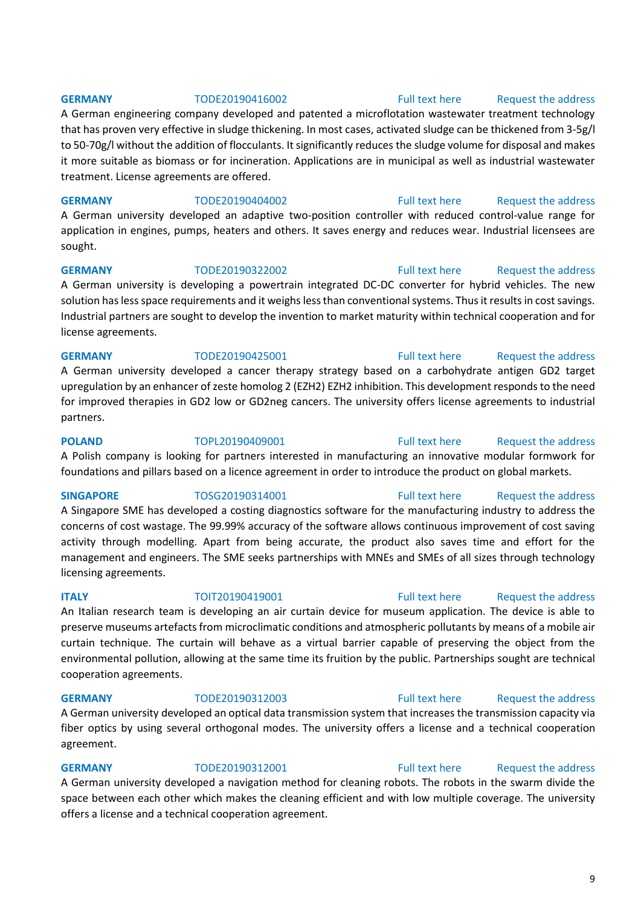**GERMANY** TODE20190416002 Full text here Request the address

A German engineering company developed and patented a microflotation wastewater treatment technology that has proven very effective in sludge thickening. In most cases, activated sludge can be thickened from 3-5g/l to 50-70g/l without the addition of flocculants. It significantly reduces the sludge volume for disposal and makes it more suitable as biomass or for incineration. Applications are in municipal as well as industrial wastewater treatment. License agreements are offered.

**GERMANY** TODE20190404002 Full text here Request the address

A German university developed an adaptive two-position controller with reduced control-value range for application in engines, pumps, heaters and others. It saves energy and reduces wear. Industrial licensees are sought.

**GERMANY** TODE20190322002 Full text here Request the address

A German university is developing a powertrain integrated DC-DC converter for hybrid vehicles. The new solution has less space requirements and it weighs less than conventional systems. Thus it results in cost savings. Industrial partners are sought to develop the invention to market maturity within technical cooperation and for license agreements.

**GERMANY** TODE20190425001 Full text here Request the address

A German university developed a cancer therapy strategy based on a carbohydrate antigen GD2 target upregulation by an enhancer of zeste homolog 2 (EZH2) EZH2 inhibition. This development responds to the need for improved therapies in GD2 low or GD2neg cancers. The university offers license agreements to industrial partners.

**POLAND** TOPL20190409001 Full text here Request the address

A Polish company is looking for partners interested in manufacturing an innovative modular formwork for foundations and pillars based on a licence agreement in order to introduce the product on global markets.

**SINGAPORE** TOSG20190314001 Full text here Request the address

A Singapore SME has developed a costing diagnostics software for the manufacturing industry to address the concerns of cost wastage. The 99.99% accuracy of the software allows continuous improvement of cost saving activity through modelling. Apart from being accurate, the product also saves time and effort for the management and engineers. The SME seeks partnerships with MNEs and SMEs of all sizes through technology licensing agreements.

**ITALY** TOIT20190419001 Full text here Request the address

An Italian research team is developing an air curtain device for museum application. The device is able to preserve museums artefacts from microclimatic conditions and atmospheric pollutants by means of a mobile air curtain technique. The curtain will behave as a virtual barrier capable of preserving the object from the environmental pollution, allowing at the same time its fruition by the public. Partnerships sought are technical cooperation agreements.

**GERMANY** TODE20190312003 Full text here Request the address

A German university developed an optical data transmission system that increases the transmission capacity via fiber optics by using several orthogonal modes. The university offers a license and a technical cooperation agreement.

**GERMANY** TODE20190312001 Full text here Request the address

A German university developed a navigation method for cleaning robots. The robots in the swarm divide the space between each other which makes the cleaning efficient and with low multiple coverage. The university offers a license and a technical cooperation agreement.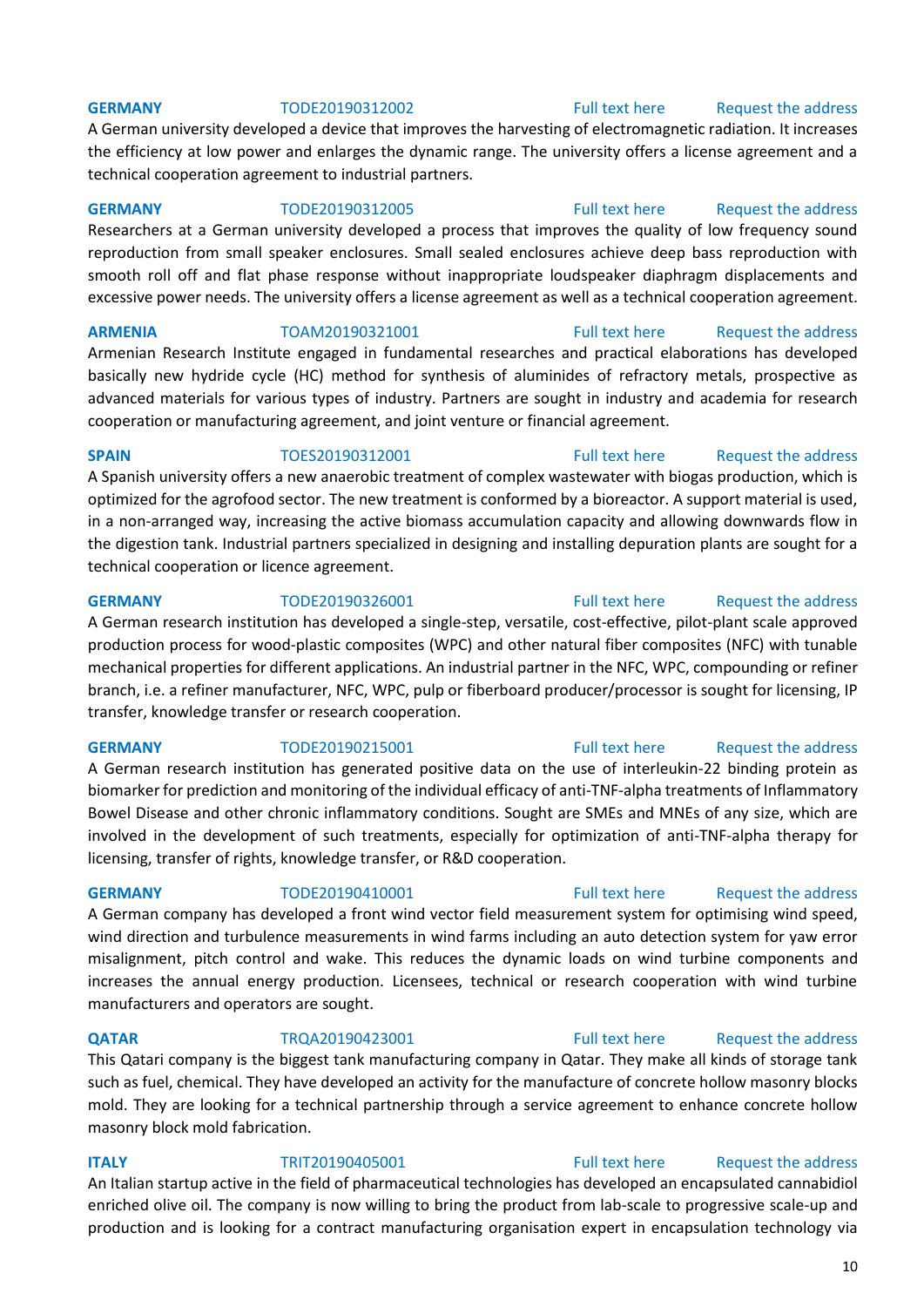**GERMANY** TODE20190312002 Full text here Request the address

A German university developed a device that improves the harvesting of electromagnetic radiation. It increases the efficiency at low power and enlarges the dynamic range. The university offers a license agreement and a technical cooperation agreement to industrial partners.

**GERMANY** TODE20190312005 Full text here Request the address

Researchers at a German university developed a process that improves the quality of low frequency sound reproduction from small speaker enclosures. Small sealed enclosures achieve deep bass reproduction with smooth roll off and flat phase response without inappropriate loudspeaker diaphragm displacements and excessive power needs. The university offers a license agreement as well as a technical cooperation agreement.

**ARMENIA** TOAM20190321001 Full text here Request the address

Armenian Research Institute engaged in fundamental researches and practical elaborations has developed basically new hydride cycle (HC) method for synthesis of aluminides of refractory metals, prospective as advanced materials for various types of industry. Partners are sought in industry and academia for research cooperation or manufacturing agreement, and joint venture or financial agreement.

**SPAIN** TOES20190312001 Full text here Request the address

A Spanish university offers a new anaerobic treatment of complex wastewater with biogas production, which is optimized for the agrofood sector. The new treatment is conformed by a bioreactor. A support material is used, in a non-arranged way, increasing the active biomass accumulation capacity and allowing downwards flow in the digestion tank. Industrial partners specialized in designing and installing depuration plants are sought for a technical cooperation or licence agreement.

**GERMANY** TODE20190326001 Full text here Request the address

A German research institution has developed a single-step, versatile, cost-effective, pilot-plant scale approved production process for wood-plastic composites (WPC) and other natural fiber composites (NFC) with tunable mechanical properties for different applications. An industrial partner in the NFC, WPC, compounding or refiner branch, i.e. a refiner manufacturer, NFC, WPC, pulp or fiberboard producer/processor is sought for licensing, IP transfer, knowledge transfer or research cooperation.

**GERMANY** TODE20190215001 Full text here Request the address

A German research institution has generated positive data on the use of interleukin-22 binding protein as biomarker for prediction and monitoring of the individual efficacy of anti-TNF-alpha treatments of Inflammatory Bowel Disease and other chronic inflammatory conditions. Sought are SMEs and MNEs of any size, which are involved in the development of such treatments, especially for optimization of anti-TNF-alpha therapy for licensing, transfer of rights, knowledge transfer, or R&D cooperation.

**GERMANY** TODE20190410001 Full text here Request the address

A German company has developed a front wind vector field measurement system for optimising wind speed, wind direction and turbulence measurements in wind farms including an auto detection system for yaw error misalignment, pitch control and wake. This reduces the dynamic loads on wind turbine components and increases the annual energy production. Licensees, technical or research cooperation with wind turbine manufacturers and operators are sought.

**QATAR** TRQA20190423001 Full text here Request the address

This Qatari company is the biggest tank manufacturing company in Qatar. They make all kinds of storage tank such as fuel, chemical. They have developed an activity for the manufacture of concrete hollow masonry blocks mold. They are looking for a technical partnership through a service agreement to enhance concrete hollow masonry block mold fabrication.

**ITALY** TRIT20190405001 Full text here Request the address

An Italian startup active in the field of pharmaceutical technologies has developed an encapsulated cannabidiol enriched olive oil. The company is now willing to bring the product from lab-scale to progressive scale-up and production and is looking for a contract manufacturing organisation expert in encapsulation technology via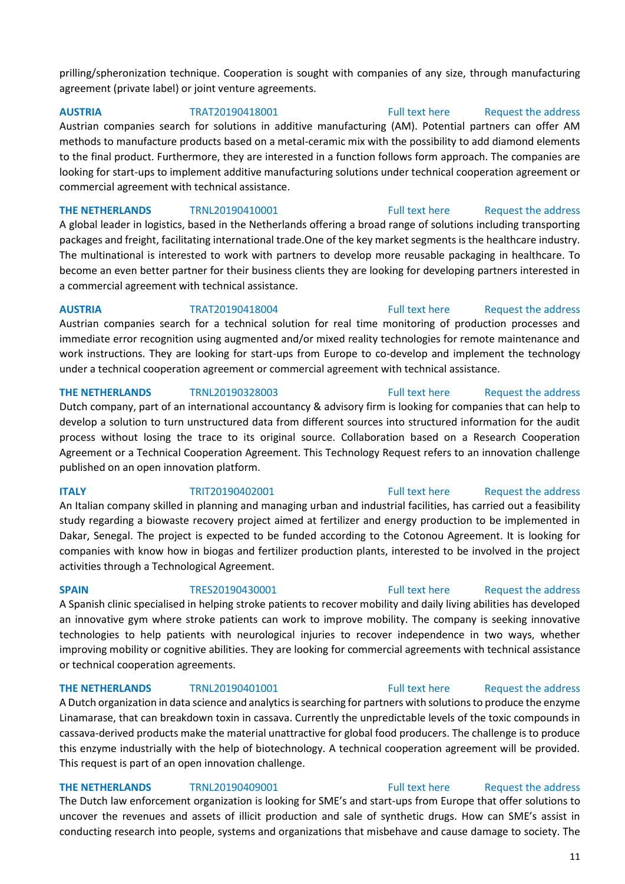prilling/spheronization technique. Cooperation is sought with companies of any size, through manufacturing agreement (private label) or joint venture agreements.

**AUSTRIA** TRAT20190418001 Full text here Request the address

Austrian companies search for solutions in additive manufacturing (AM). Potential partners can offer AM methods to manufacture products based on a metal-ceramic mix with the possibility to add diamond elements to the final product. Furthermore, they are interested in a function follows form approach. The companies are looking for start-ups to implement additive manufacturing solutions under technical cooperation agreement or commercial agreement with technical assistance.

**THE NETHERLANDS** TRNL20190410001 Full text here Request the address

A global leader in logistics, based in the Netherlands offering a broad range of solutions including transporting packages and freight, facilitating international trade.One of the key market segments is the healthcare industry. The multinational is interested to work with partners to develop more reusable packaging in healthcare. To become an even better partner for their business clients they are looking for developing partners interested in a commercial agreement with technical assistance.

**AUSTRIA** TRAT20190418004 Full text here Request the address

Austrian companies search for a technical solution for real time monitoring of production processes and immediate error recognition using augmented and/or mixed reality technologies for remote maintenance and work instructions. They are looking for start-ups from Europe to co-develop and implement the technology under a technical cooperation agreement or commercial agreement with technical assistance.

**THE NETHERLANDS** TRNL20190328003 Full text here Request the address

Dutch company, part of an international accountancy & advisory firm is looking for companies that can help to develop a solution to turn unstructured data from different sources into structured information for the audit process without losing the trace to its original source. Collaboration based on a Research Cooperation Agreement or a Technical Cooperation Agreement. This Technology Request refers to an innovation challenge published on an open innovation platform.

**ITALY** TRIT20190402001 Full text here Request the address

An Italian company skilled in planning and managing urban and industrial facilities, has carried out a feasibility study regarding a biowaste recovery project aimed at fertilizer and energy production to be implemented in Dakar, Senegal. The project is expected to be funded according to the Cotonou Agreement. It is looking for companies with know how in biogas and fertilizer production plants, interested to be involved in the project activities through a Technological Agreement.

**SPAIN** TRES20190430001 Full text here Request the address

A Spanish clinic specialised in helping stroke patients to recover mobility and daily living abilities has developed an innovative gym where stroke patients can work to improve mobility. The company is seeking innovative technologies to help patients with neurological injuries to recover independence in two ways, whether improving mobility or cognitive abilities. They are looking for commercial agreements with technical assistance or technical cooperation agreements.

**THE NETHERLANDS** TRNL20190401001 Full text here Request the address

A Dutch organization in data science and analytics is searching for partners with solutions to produce the enzyme Linamarase, that can breakdown toxin in cassava. Currently the unpredictable levels of the toxic compounds in cassava-derived products make the material unattractive for global food producers. The challenge is to produce this enzyme industrially with the help of biotechnology. A technical cooperation agreement will be provided. This request is part of an open innovation challenge.

**THE NETHERLANDS** TRNL20190409001 Full text here Request the address

The Dutch law enforcement organization is looking for SME's and start-ups from Europe that offer solutions to uncover the revenues and assets of illicit production and sale of synthetic drugs. How can SME's assist in conducting research into people, systems and organizations that misbehave and cause damage to society. The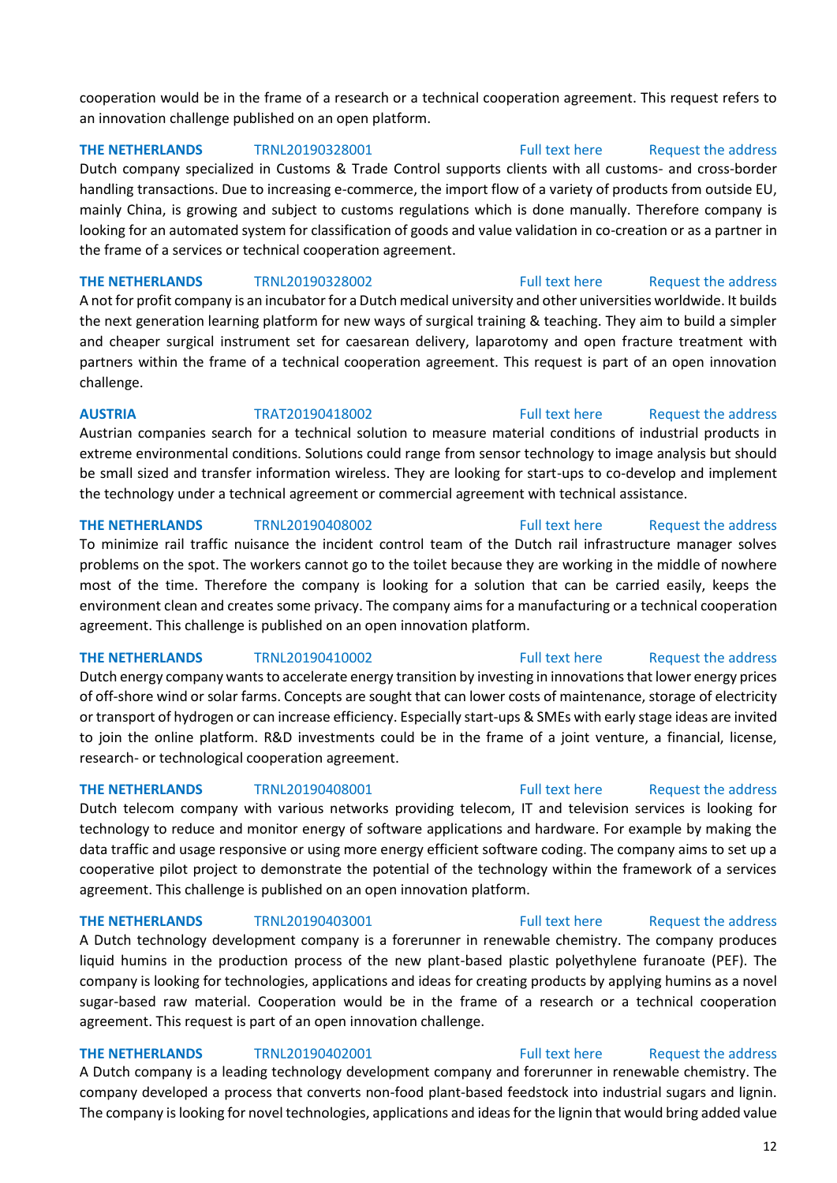cooperation would be in the frame of a research or a technical cooperation agreement. This request refers to an innovation challenge published on an open platform.

**THE NETHERLANDS** TRNL20190328001 Full text here Request the address

Dutch company specialized in Customs & Trade Control supports clients with all customs- and cross-border handling transactions. Due to increasing e-commerce, the import flow of a variety of products from outside EU, mainly China, is growing and subject to customs regulations which is done manually. Therefore company is looking for an automated system for classification of goods and value validation in co-creation or as a partner in the frame of a services or technical cooperation agreement.

**THE NETHERLANDS** TRNL20190328002 Full text here Request the address

A not for profit company is an incubator for a Dutch medical university and other universities worldwide. It builds the next generation learning platform for new ways of surgical training & teaching. They aim to build a simpler and cheaper surgical instrument set for caesarean delivery, laparotomy and open fracture treatment with partners within the frame of a technical cooperation agreement. This request is part of an open innovation challenge.

**AUSTRIA** TRAT20190418002 Full text here Request the address

Austrian companies search for a technical solution to measure material conditions of industrial products in extreme environmental conditions. Solutions could range from sensor technology to image analysis but should be small sized and transfer information wireless. They are looking for start-ups to co-develop and implement the technology under a technical agreement or commercial agreement with technical assistance.

**THE NETHERLANDS** TRNL20190408002 Full text here Request the address

To minimize rail traffic nuisance the incident control team of the Dutch rail infrastructure manager solves problems on the spot. The workers cannot go to the toilet because they are working in the middle of nowhere most of the time. Therefore the company is looking for a solution that can be carried easily, keeps the environment clean and creates some privacy. The company aims for a manufacturing or a technical cooperation agreement. This challenge is published on an open innovation platform.

**THE NETHERLANDS** TRNL20190410002 Full text here Request the address

Dutch energy company wants to accelerate energy transition by investing in innovations that lower energy prices of off-shore wind or solar farms. Concepts are sought that can lower costs of maintenance, storage of electricity or transport of hydrogen or can increase efficiency. Especially start-ups & SMEs with early stage ideas are invited to join the online platform. R&D investments could be in the frame of a joint venture, a financial, license, research- or technological cooperation agreement.

**THE NETHERLANDS** TRNL20190408001 Full text here Request the address

Dutch telecom company with various networks providing telecom, IT and television services is looking for technology to reduce and monitor energy of software applications and hardware. For example by making the data traffic and usage responsive or using more energy efficient software coding. The company aims to set up a cooperative pilot project to demonstrate the potential of the technology within the framework of a services agreement. This challenge is published on an open innovation platform.

**THE NETHERLANDS** TRNL20190403001 Full text here Request the address

A Dutch technology development company is a forerunner in renewable chemistry. The company produces liquid humins in the production process of the new plant-based plastic polyethylene furanoate (PEF). The company is looking for technologies, applications and ideas for creating products by applying humins as a novel sugar-based raw material. Cooperation would be in the frame of a research or a technical cooperation agreement. This request is part of an open innovation challenge.

**THE NETHERLANDS** TRNL20190402001 Full text here Request the address

A Dutch company is a leading technology development company and forerunner in renewable chemistry. The company developed a process that converts non-food plant-based feedstock into industrial sugars and lignin. The company is looking for novel technologies, applications and ideas for the lignin that would bring added value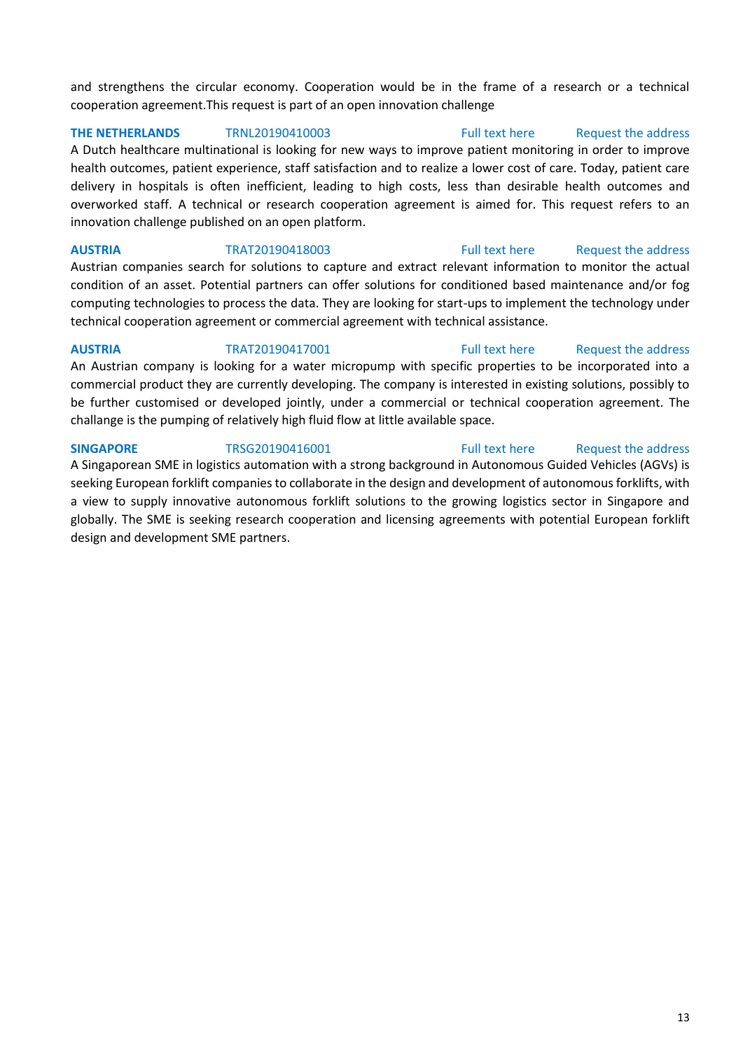and strengthens the circular economy. Cooperation would be in the frame of a research or a technical cooperation agreement.This request is part of an open innovation challenge

**THE NETHERLANDS** TRNL20190410003 Full text here Request the address

A Dutch healthcare multinational is looking for new ways to improve patient monitoring in order to improve health outcomes, patient experience, staff satisfaction and to realize a lower cost of care. Today, patient care delivery in hospitals is often inefficient, leading to high costs, less than desirable health outcomes and overworked staff. A technical or research cooperation agreement is aimed for. This request refers to an innovation challenge published on an open platform.

**AUSTRIA** TRAT20190418003 Full text here Request the address

Austrian companies search for solutions to capture and extract relevant information to monitor the actual condition of an asset. Potential partners can offer solutions for conditioned based maintenance and/or fog computing technologies to process the data. They are looking for start-ups to implement the technology under technical cooperation agreement or commercial agreement with technical assistance.

**AUSTRIA** TRAT20190417001 Full text here Request the address

An Austrian company is looking for a water micropump with specific properties to be incorporated into a commercial product they are currently developing. The company is interested in existing solutions, possibly to be further customised or developed jointly, under a commercial or technical cooperation agreement. The challange is the pumping of relatively high fluid flow at little available space.

**SINGAPORE** TRSG20190416001 Full text here Request the address

A Singaporean SME in logistics automation with a strong background in Autonomous Guided Vehicles (AGVs) is seeking European forklift companies to collaborate in the design and development of autonomous forklifts, with a view to supply innovative autonomous forklift solutions to the growing logistics sector in Singapore and globally. The SME is seeking research cooperation and licensing agreements with potential European forklift design and development SME partners.